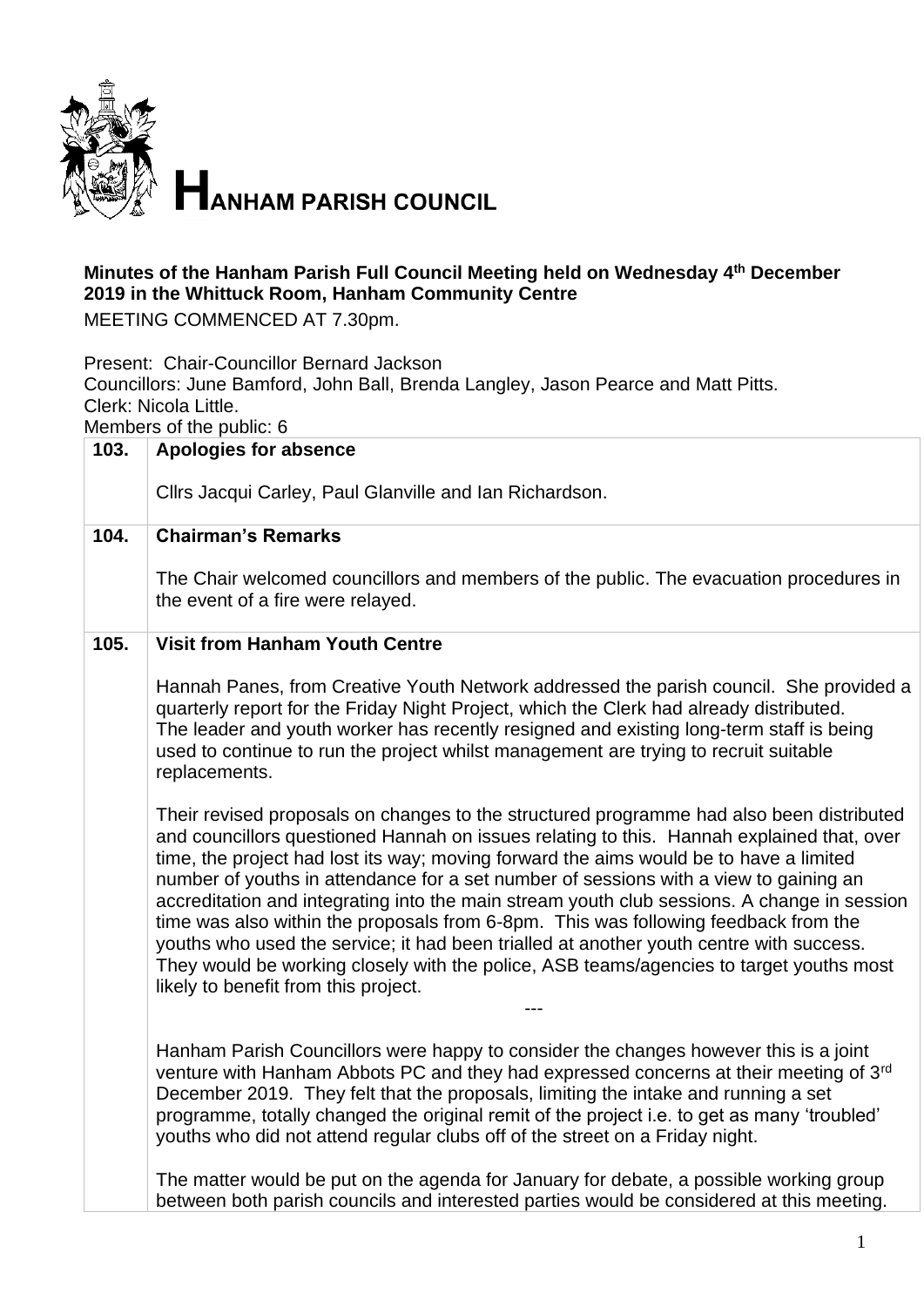# HANHAM PARISH COUNCIL

**Minutes of the Hanham Parish Full Council Meeting held on Wednesday 4th December 2019 in the Whittuck Room, Hanham Community Centre**

MEETING COMMENCED AT 7.30pm.

Present: Chair-Councillor Bernard Jackson
Councillors: June Bamford, John Ball, Brenda Langley, Jason Pearce and Matt Pitts.
Clerk: Nicola Little.
Members of the public: 6

| | |
|---|---|
| **103.** | **Apologies for absence**<br><br>Cllrs Jacqui Carley, Paul Glanville and Ian Richardson. |
| **104.** | **Chairman's Remarks**<br><br>The Chair welcomed councillors and members of the public. The evacuation procedures in the event of a fire were relayed. |
| **105.** | **Visit from Hanham Youth Centre**<br><br>Hannah Panes, from Creative Youth Network addressed the parish council. She provided a quarterly report for the Friday Night Project, which the Clerk had already distributed. The leader and youth worker has recently resigned and existing long-term staff is being used to continue to run the project whilst management are trying to recruit suitable replacements.<br><br>Their revised proposals on changes to the structured programme had also been distributed and councillors questioned Hannah on issues relating to this. Hannah explained that, over time, the project had lost its way; moving forward the aims would be to have a limited number of youths in attendance for a set number of sessions with a view to gaining an accreditation and integrating into the main stream youth club sessions. A change in session time was also within the proposals from 6-8pm. This was following feedback from the youths who used the service; it had been trialled at another youth centre with success. They would be working closely with the police, ASB teams/agencies to target youths most likely to benefit from this project.<br><br>---<br><br>Hanham Parish Councillors were happy to consider the changes however this is a joint venture with Hanham Abbots PC and they had expressed concerns at their meeting of 3rd December 2019. They felt that the proposals, limiting the intake and running a set programme, totally changed the original remit of the project i.e. to get as many 'troubled' youths who did not attend regular clubs off of the street on a Friday night.<br><br>The matter would be put on the agenda for January for debate, a possible working group between both parish councils and interested parties would be considered at this meeting. |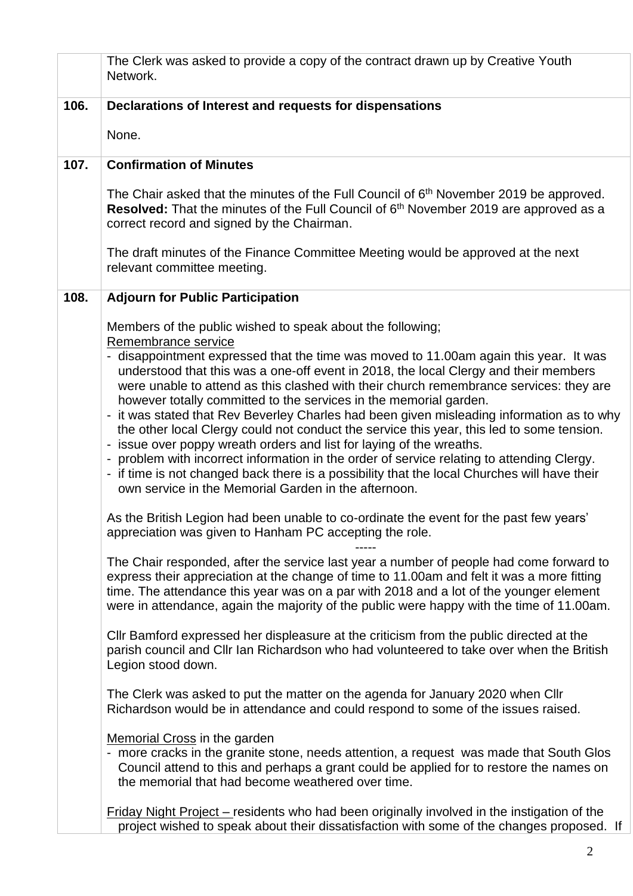| | |
|---|---|
| | The Clerk was asked to provide a copy of the contract drawn up by Creative Youth Network. |
| **106.** | **Declarations of Interest and requests for dispensations**<br><br>None. |
| **107.** | **Confirmation of Minutes**<br><br>The Chair asked that the minutes of the Full Council of 6th November 2019 be approved. **Resolved:** That the minutes of the Full Council of 6th November 2019 are approved as a correct record and signed by the Chairman.<br><br>The draft minutes of the Finance Committee Meeting would be approved at the next relevant committee meeting. |
| **108.** | **Adjourn for Public Participation**<br><br>Members of the public wished to speak about the following;<br>Remembrance service<br>- disappointment expressed that the time was moved to 11.00am again this year. It was understood that this was a one-off event in 2018, the local Clergy and their members were unable to attend as this clashed with their church remembrance services: they are however totally committed to the services in the memorial garden.<br>- it was stated that Rev Beverley Charles had been given misleading information as to why the other local Clergy could not conduct the service this year, this led to some tension.<br>- issue over poppy wreath orders and list for laying of the wreaths.<br>- problem with incorrect information in the order of service relating to attending Clergy.<br>- if time is not changed back there is a possibility that the local Churches will have their own service in the Memorial Garden in the afternoon.<br><br>As the British Legion had been unable to co-ordinate the event for the past few years' appreciation was given to Hanham PC accepting the role.<br><br>-----<br><br>The Chair responded, after the service last year a number of people had come forward to express their appreciation at the change of time to 11.00am and felt it was a more fitting time. The attendance this year was on a par with 2018 and a lot of the younger element were in attendance, again the majority of the public were happy with the time of 11.00am.<br><br>Cllr Bamford expressed her displeasure at the criticism from the public directed at the parish council and Cllr Ian Richardson who had volunteered to take over when the British Legion stood down.<br><br>The Clerk was asked to put the matter on the agenda for January 2020 when Cllr Richardson would be in attendance and could respond to some of the issues raised.<br><br>Memorial Cross in the garden<br>- more cracks in the granite stone, needs attention, a request was made that South Glos Council attend to this and perhaps a grant could be applied for to restore the names on the memorial that had become weathered over time.<br><br>Friday Night Project – residents who had been originally involved in the instigation of the project wished to speak about their dissatisfaction with some of the changes proposed. If |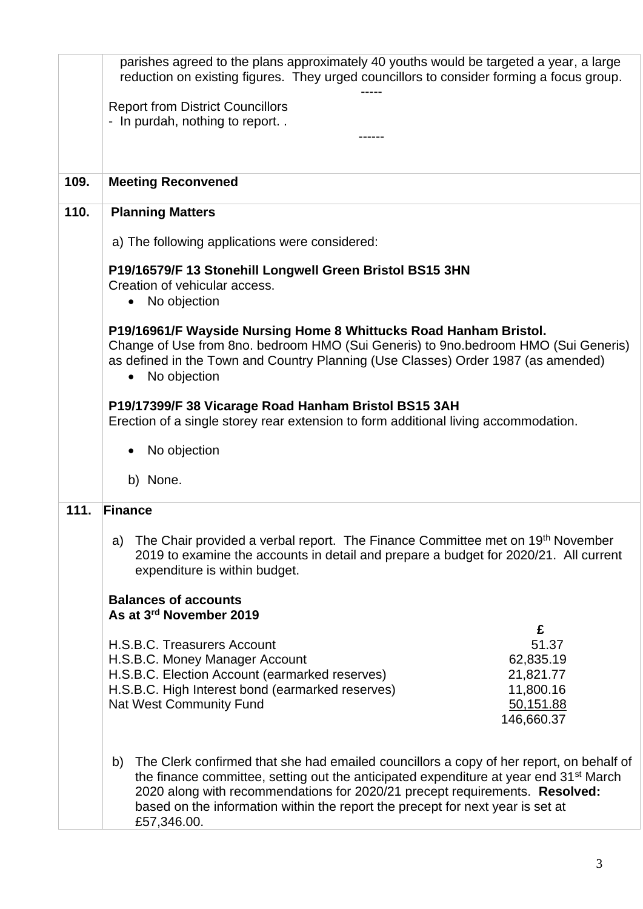parishes agreed to the plans approximately 40 youths would be targeted a year, a large reduction on existing figures. They urged councillors to consider forming a focus group.

-----

Report from District Councillors

- In purdah, nothing to report. .

------

**109. Meeting Reconvened**

**110. Planning Matters**

a) The following applications were considered:

**P19/16579/F 13 Stonehill Longwell Green Bristol BS15 3HN**
Creation of vehicular access.

- No objection

**P19/16961/F Wayside Nursing Home 8 Whittucks Road Hanham Bristol.**
Change of Use from 8no. bedroom HMO (Sui Generis) to 9no.bedroom HMO (Sui Generis) as defined in the Town and Country Planning (Use Classes) Order 1987 (as amended)

- No objection

**P19/17399/F 38 Vicarage Road Hanham Bristol BS15 3AH**
Erection of a single storey rear extension to form additional living accommodation.

- No objection

b) None.

**111. Finance**

a) The Chair provided a verbal report. The Finance Committee met on 19th November 2019 to examine the accounts in detail and prepare a budget for 2020/21. All current expenditure is within budget.

**Balances of accounts**
**As at 3rd November 2019**

| | £ |
|---|---|
| H.S.B.C. Treasurers Account | 51.37 |
| H.S.B.C. Money Manager Account | 62,835.19 |
| H.S.B.C. Election Account (earmarked reserves) | 21,821.77 |
| H.S.B.C. High Interest bond (earmarked reserves) | 11,800.16 |
| Nat West Community Fund | 50,151.88 |
| | 146,660.37 |

b) The Clerk confirmed that she had emailed councillors a copy of her report, on behalf of the finance committee, setting out the anticipated expenditure at year end 31st March 2020 along with recommendations for 2020/21 precept requirements. **Resolved:** based on the information within the report the precept for next year is set at £57,346.00.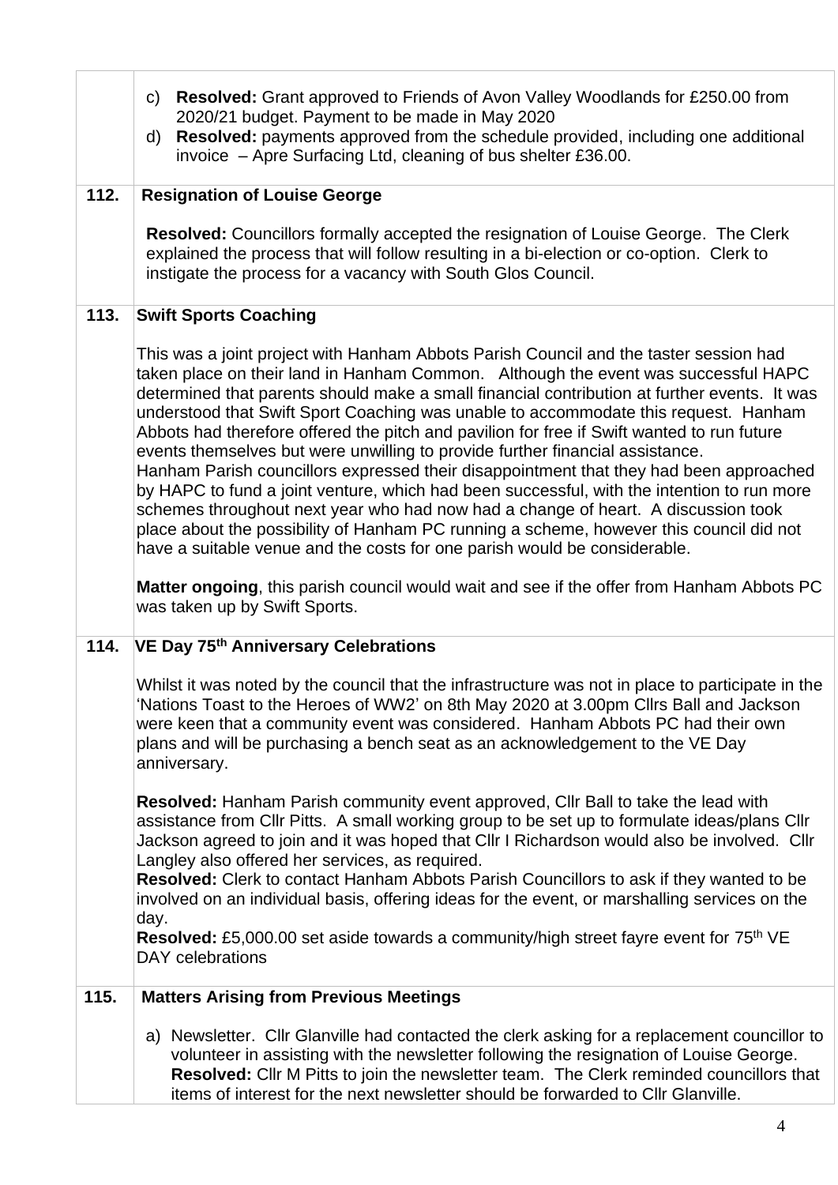| | |
|---|---|
| | c) **Resolved:** Grant approved to Friends of Avon Valley Woodlands for £250.00 from 2020/21 budget. Payment to be made in May 2020<br>d) **Resolved:** payments approved from the schedule provided, including one additional invoice – Apre Surfacing Ltd, cleaning of bus shelter £36.00. |
| **112.** | **Resignation of Louise George**<br><br>**Resolved:** Councillors formally accepted the resignation of Louise George. The Clerk explained the process that will follow resulting in a bi-election or co-option. Clerk to instigate the process for a vacancy with South Glos Council. |
| **113.** | **Swift Sports Coaching**<br><br>This was a joint project with Hanham Abbots Parish Council and the taster session had taken place on their land in Hanham Common. Although the event was successful HAPC determined that parents should make a small financial contribution at further events. It was understood that Swift Sport Coaching was unable to accommodate this request. Hanham Abbots had therefore offered the pitch and pavilion for free if Swift wanted to run future events themselves but were unwilling to provide further financial assistance.<br>Hanham Parish councillors expressed their disappointment that they had been approached by HAPC to fund a joint venture, which had been successful, with the intention to run more schemes throughout next year who had now had a change of heart. A discussion took place about the possibility of Hanham PC running a scheme, however this council did not have a suitable venue and the costs for one parish would be considerable.<br><br>**Matter ongoing**, this parish council would wait and see if the offer from Hanham Abbots PC was taken up by Swift Sports. |
| **114.** | **VE Day 75th Anniversary Celebrations**<br><br>Whilst it was noted by the council that the infrastructure was not in place to participate in the 'Nations Toast to the Heroes of WW2' on 8th May 2020 at 3.00pm Cllrs Ball and Jackson were keen that a community event was considered. Hanham Abbots PC had their own plans and will be purchasing a bench seat as an acknowledgement to the VE Day anniversary.<br><br>**Resolved:** Hanham Parish community event approved, Cllr Ball to take the lead with assistance from Cllr Pitts. A small working group to be set up to formulate ideas/plans Cllr Jackson agreed to join and it was hoped that Cllr I Richardson would also be involved. Cllr Langley also offered her services, as required.<br>**Resolved:** Clerk to contact Hanham Abbots Parish Councillors to ask if they wanted to be involved on an individual basis, offering ideas for the event, or marshalling services on the day.<br>**Resolved:** £5,000.00 set aside towards a community/high street fayre event for 75th VE DAY celebrations |
| **115.** | **Matters Arising from Previous Meetings**<br><br>a) Newsletter. Cllr Glanville had contacted the clerk asking for a replacement councillor to volunteer in assisting with the newsletter following the resignation of Louise George. **Resolved:** Cllr M Pitts to join the newsletter team. The Clerk reminded councillors that items of interest for the next newsletter should be forwarded to Cllr Glanville. |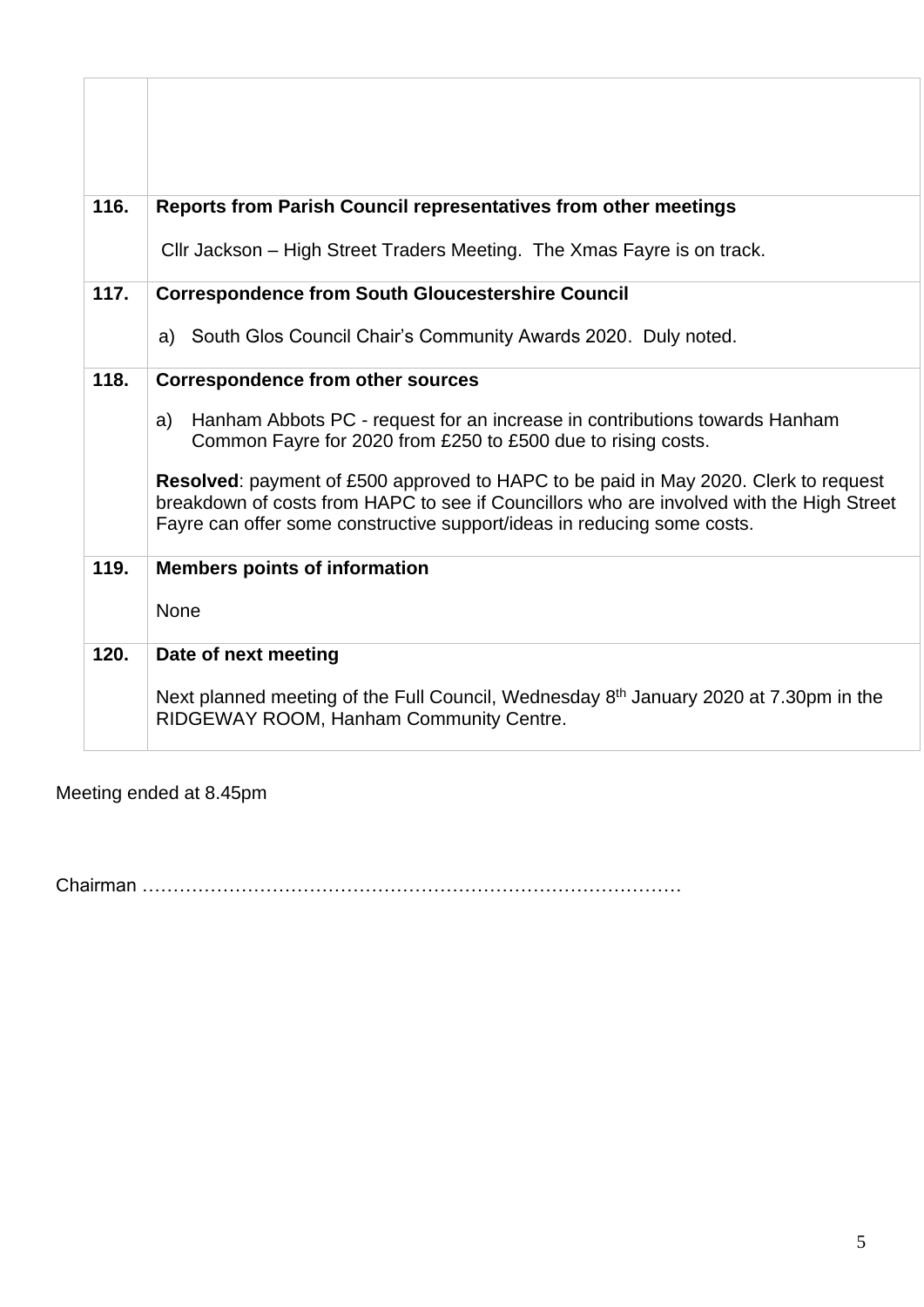| | |
|---|---|
| | |
| **116.** | **Reports from Parish Council representatives from other meetings**<br><br>Cllr Jackson – High Street Traders Meeting. The Xmas Fayre is on track. |
| **117.** | **Correspondence from South Gloucestershire Council**<br><br>a) South Glos Council Chair's Community Awards 2020. Duly noted. |
| **118.** | **Correspondence from other sources**<br><br>a) Hanham Abbots PC - request for an increase in contributions towards Hanham Common Fayre for 2020 from £250 to £500 due to rising costs.<br><br>**Resolved**: payment of £500 approved to HAPC to be paid in May 2020. Clerk to request breakdown of costs from HAPC to see if Councillors who are involved with the High Street Fayre can offer some constructive support/ideas in reducing some costs. |
| **119.** | **Members points of information**<br><br>None |
| **120.** | **Date of next meeting**<br><br>Next planned meeting of the Full Council, Wednesday 8th January 2020 at 7.30pm in the RIDGEWAY ROOM, Hanham Community Centre. |

Meeting ended at 8.45pm

Chairman ……………………………………………………………………………